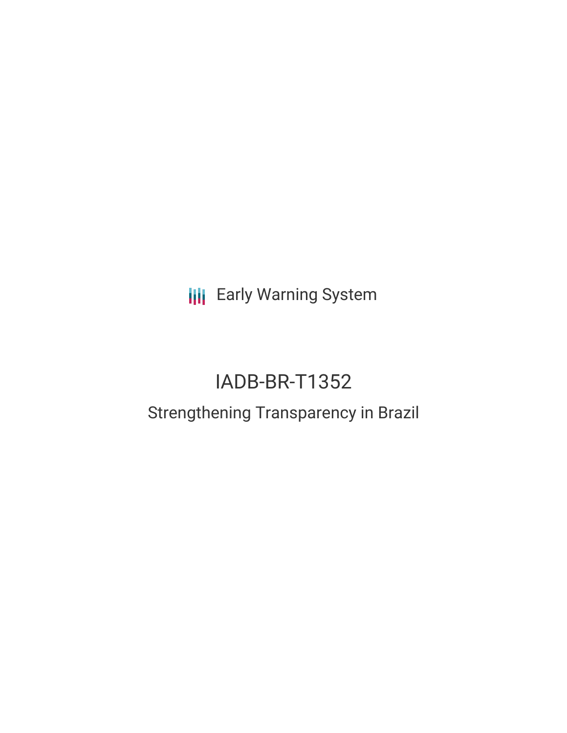Early Warning System

# IADB-BR-T1352

## Strengthening Transparency in Brazil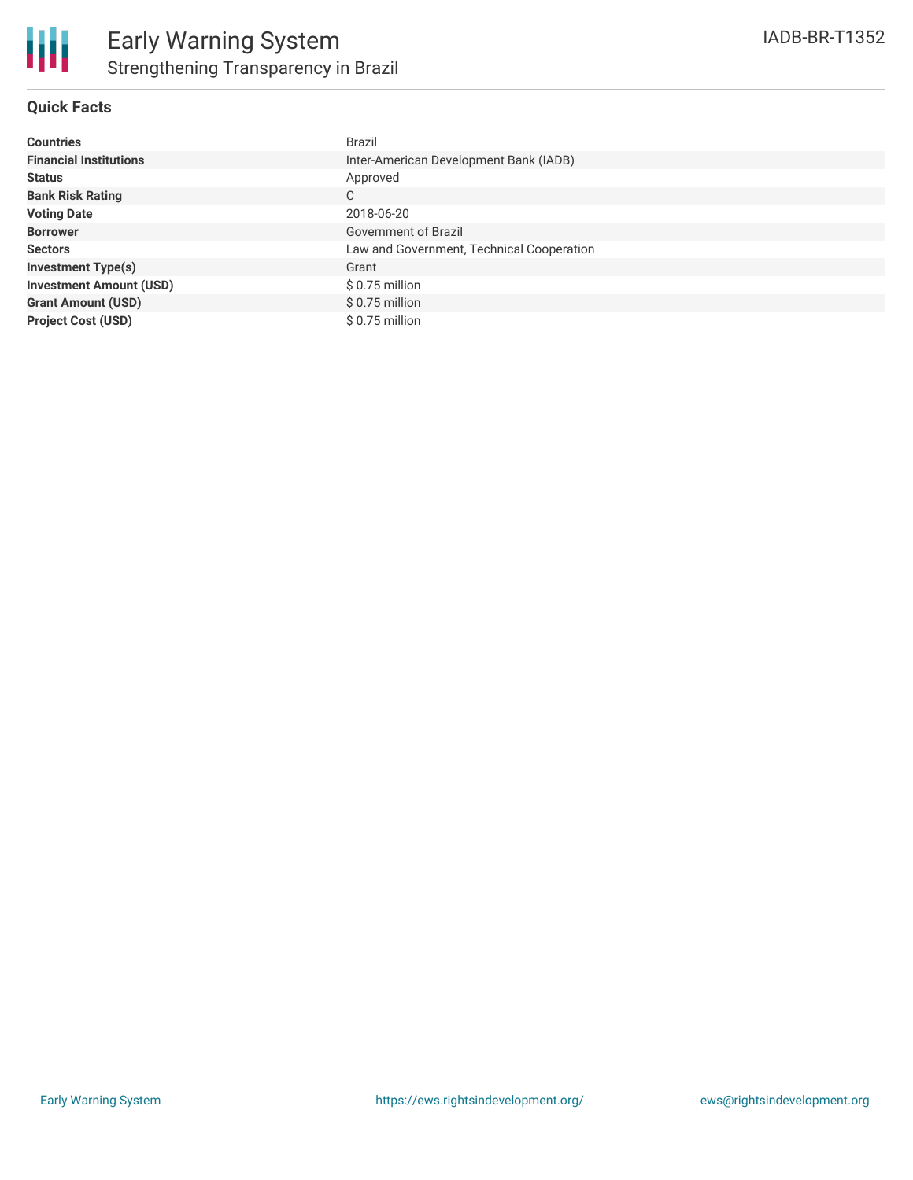# Early Warning System

## Strengthening Transparency in Brazil

IADB-BR-T1352

### Quick Facts

| | |
|---|---|
| **Countries** | Brazil |
| **Financial Institutions** | Inter-American Development Bank (IADB) |
| **Status** | Approved |
| **Bank Risk Rating** | C |
| **Voting Date** | 2018-06-20 |
| **Borrower** | Government of Brazil |
| **Sectors** | Law and Government, Technical Cooperation |
| **Investment Type(s)** | Grant |
| **Investment Amount (USD)** | $ 0.75 million |
| **Grant Amount (USD)** | $ 0.75 million |
| **Project Cost (USD)** | $ 0.75 million |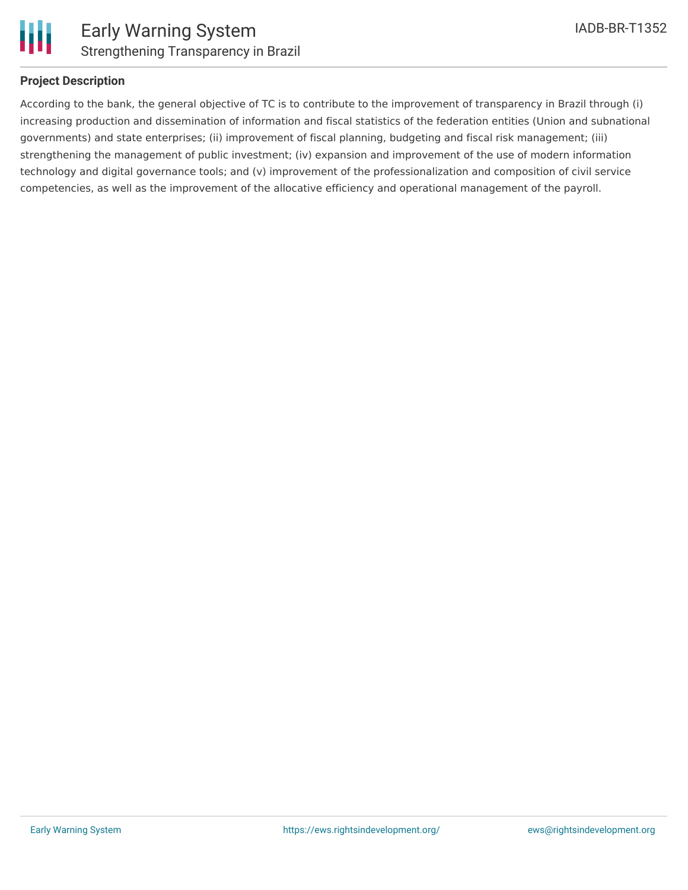## Project Description

According to the bank, the general objective of TC is to contribute to the improvement of transparency in Brazil through (i) increasing production and dissemination of information and fiscal statistics of the federation entities (Union and subnational governments) and state enterprises; (ii) improvement of fiscal planning, budgeting and fiscal risk management; (iii) strengthening the management of public investment; (iv) expansion and improvement of the use of modern information technology and digital governance tools; and (v) improvement of the professionalization and composition of civil service competencies, as well as the improvement of the allocative efficiency and operational management of the payroll.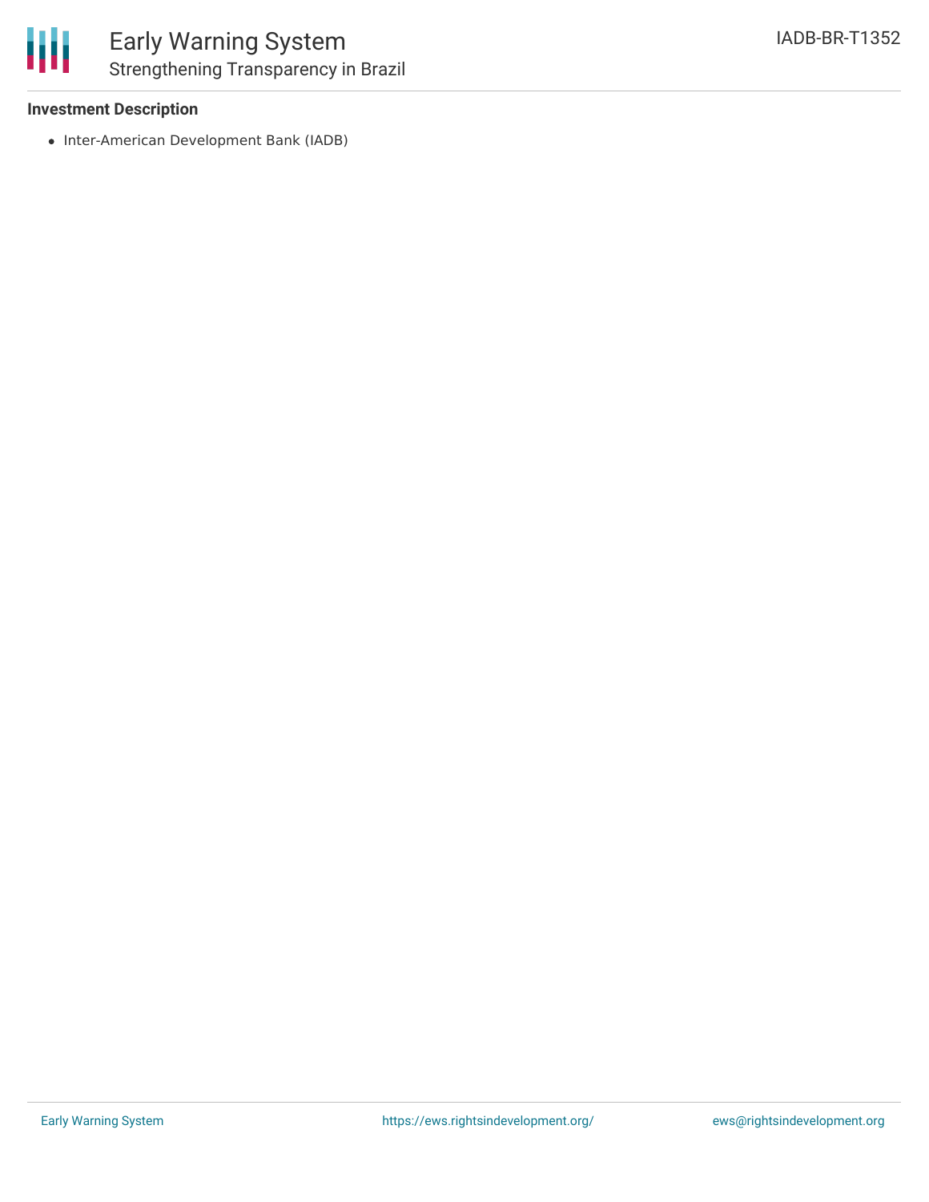**Investment Description**

- Inter-American Development Bank (IADB)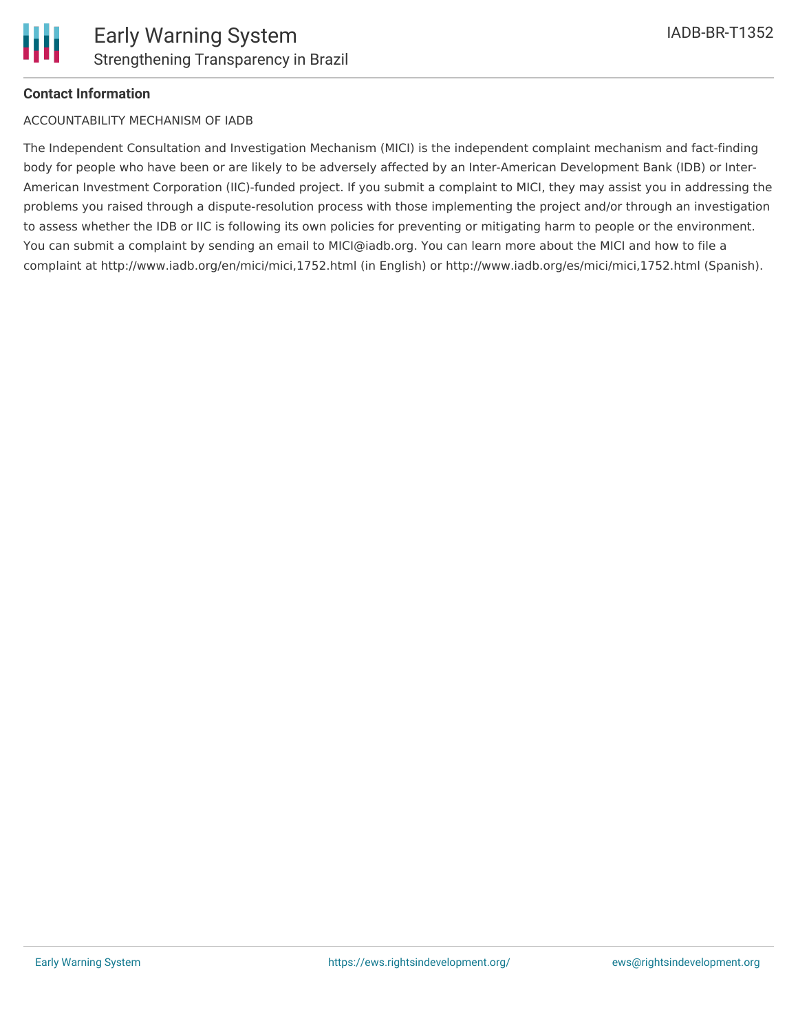**Contact Information**

ACCOUNTABILITY MECHANISM OF IADB

The Independent Consultation and Investigation Mechanism (MICI) is the independent complaint mechanism and fact-finding body for people who have been or are likely to be adversely affected by an Inter-American Development Bank (IDB) or Inter-American Investment Corporation (IIC)-funded project. If you submit a complaint to MICI, they may assist you in addressing the problems you raised through a dispute-resolution process with those implementing the project and/or through an investigation to assess whether the IDB or IIC is following its own policies for preventing or mitigating harm to people or the environment. You can submit a complaint by sending an email to MICI@iadb.org. You can learn more about the MICI and how to file a complaint at http://www.iadb.org/en/mici/mici,1752.html (in English) or http://www.iadb.org/es/mici/mici,1752.html (Spanish).